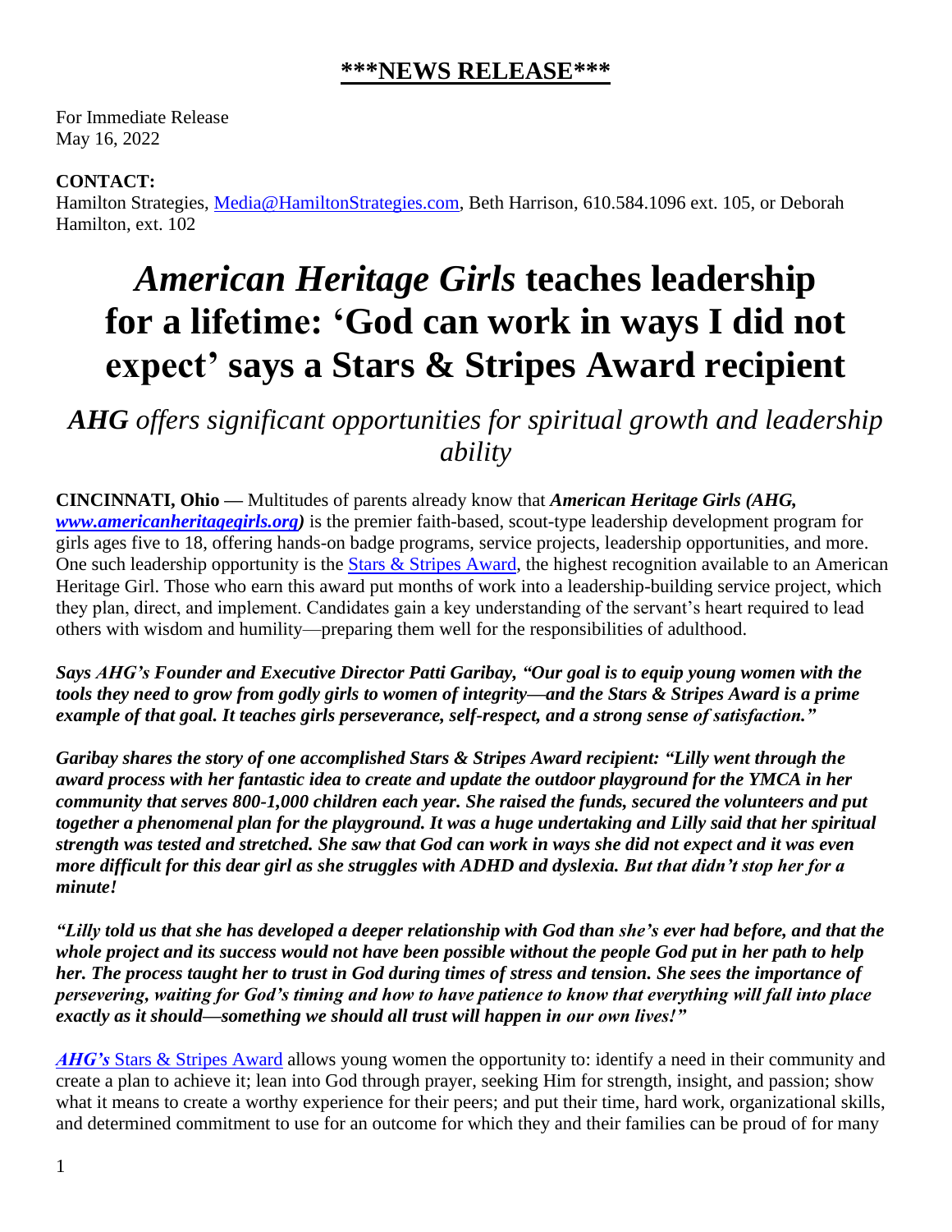## ***NEWS RELEASE***

For Immediate Release
May 16, 2022

**CONTACT:**
Hamilton Strategies, Media@HamiltonStrategies.com, Beth Harrison, 610.584.1096 ext. 105, or Deborah Hamilton, ext. 102

# *American Heritage Girls* teaches leadership for a lifetime: 'God can work in ways I did not expect' says a Stars & Stripes Award recipient

## ***AHG** offers significant opportunities for spiritual growth and leadership ability*

**CINCINNATI, Ohio —** Multitudes of parents already know that ***American Heritage Girls (AHG, www.americanheritagegirls.org)*** is the premier faith-based, scout-type leadership development program for girls ages five to 18, offering hands-on badge programs, service projects, leadership opportunities, and more. One such leadership opportunity is the Stars & Stripes Award, the highest recognition available to an American Heritage Girl. Those who earn this award put months of work into a leadership-building service project, which they plan, direct, and implement. Candidates gain a key understanding of the servant's heart required to lead others with wisdom and humility—preparing them well for the responsibilities of adulthood.

***Says AHG's Founder and Executive Director Patti Garibay, "Our goal is to equip young women with the tools they need to grow from godly girls to women of integrity—and the Stars & Stripes Award is a prime example of that goal. It teaches girls perseverance, self-respect, and a strong sense of satisfaction."***

***Garibay shares the story of one accomplished Stars & Stripes Award recipient: "Lilly went through the award process with her fantastic idea to create and update the outdoor playground for the YMCA in her community that serves 800-1,000 children each year. She raised the funds, secured the volunteers and put together a phenomenal plan for the playground. It was a huge undertaking and Lilly said that her spiritual strength was tested and stretched. She saw that God can work in ways she did not expect and it was even more difficult for this dear girl as she struggles with ADHD and dyslexia. But that didn't stop her for a minute!***

***"Lilly told us that she has developed a deeper relationship with God than she's ever had before, and that the whole project and its success would not have been possible without the people God put in her path to help her. The process taught her to trust in God during times of stress and tension. She sees the importance of persevering, waiting for God's timing and how to have patience to know that everything will fall into place exactly as it should—something we should all trust will happen in our own lives!"***

***AHG's*** Stars & Stripes Award allows young women the opportunity to: identify a need in their community and create a plan to achieve it; lean into God through prayer, seeking Him for strength, insight, and passion; show what it means to create a worthy experience for their peers; and put their time, hard work, organizational skills, and determined commitment to use for an outcome for which they and their families can be proud of for many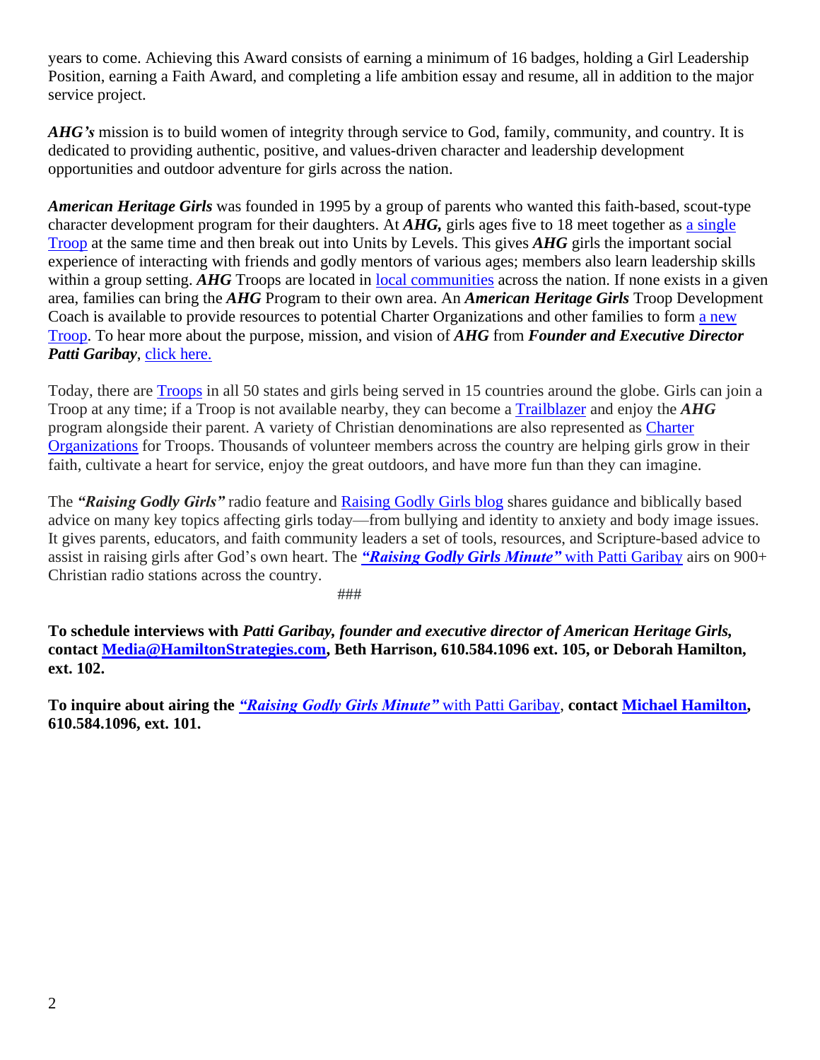years to come. Achieving this Award consists of earning a minimum of 16 badges, holding a Girl Leadership Position, earning a Faith Award, and completing a life ambition essay and resume, all in addition to the major service project.

***AHG's*** mission is to build women of integrity through service to God, family, community, and country. It is dedicated to providing authentic, positive, and values-driven character and leadership development opportunities and outdoor adventure for girls across the nation.

***American Heritage Girls*** was founded in 1995 by a group of parents who wanted this faith-based, scout-type character development program for their daughters. At ***AHG,*** girls ages five to 18 meet together as a single Troop at the same time and then break out into Units by Levels. This gives ***AHG*** girls the important social experience of interacting with friends and godly mentors of various ages; members also learn leadership skills within a group setting. ***AHG*** Troops are located in local communities across the nation. If none exists in a given area, families can bring the ***AHG*** Program to their own area. An ***American Heritage Girls*** Troop Development Coach is available to provide resources to potential Charter Organizations and other families to form a new Troop. To hear more about the purpose, mission, and vision of ***AHG*** from ***Founder and Executive Director Patti Garibay***, click here.

Today, there are Troops in all 50 states and girls being served in 15 countries around the globe. Girls can join a Troop at any time; if a Troop is not available nearby, they can become a Trailblazer and enjoy the ***AHG*** program alongside their parent. A variety of Christian denominations are also represented as Charter Organizations for Troops. Thousands of volunteer members across the country are helping girls grow in their faith, cultivate a heart for service, enjoy the great outdoors, and have more fun than they can imagine.

The ***"Raising Godly Girls"*** radio feature and Raising Godly Girls blog shares guidance and biblically based advice on many key topics affecting girls today—from bullying and identity to anxiety and body image issues. It gives parents, educators, and faith community leaders a set of tools, resources, and Scripture-based advice to assist in raising girls after God's own heart. The ***"Raising Godly Girls Minute"*** with Patti Garibay airs on 900+ Christian radio stations across the country.

###

**To schedule interviews with *Patti Garibay, founder and executive director of American Heritage Girls,* contact Media@HamiltonStrategies.com, Beth Harrison, 610.584.1096 ext. 105, or Deborah Hamilton, ext. 102.**

**To inquire about airing the *"Raising Godly Girls Minute"* with Patti Garibay, contact Michael Hamilton, 610.584.1096, ext. 101.**